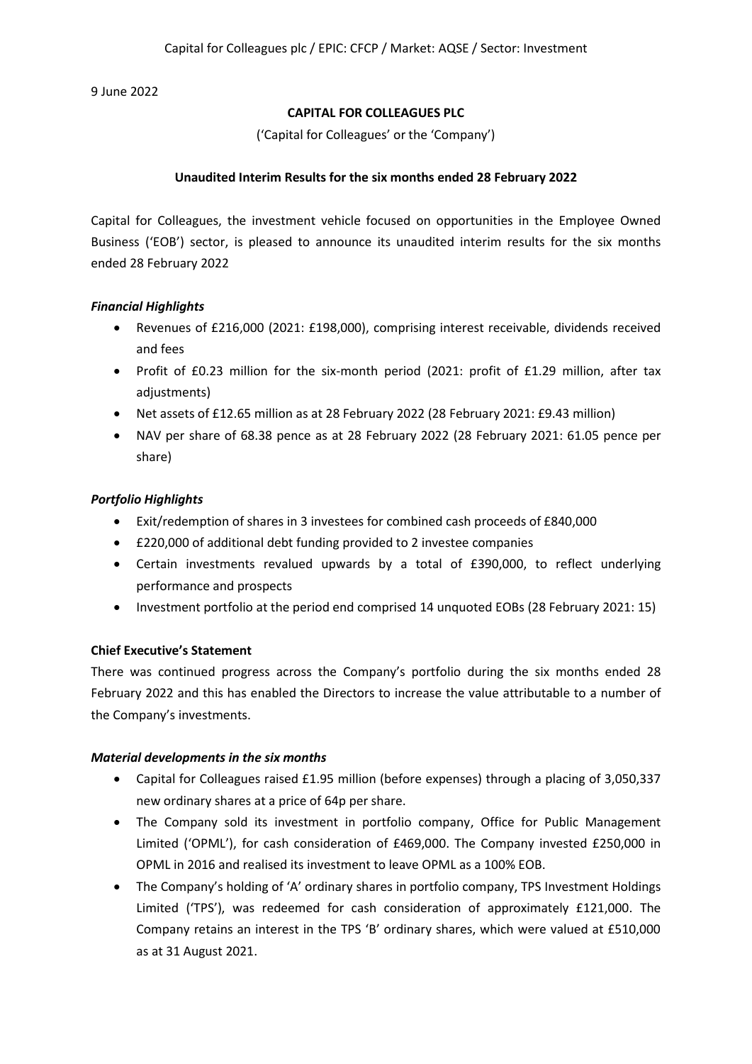9 June 2022

**CAPITAL FOR COLLEAGUES PLC**

('Capital for Colleagues' or the 'Company')

**Unaudited Interim Results for the six months ended 28 February 2022**

Capital for Colleagues, the investment vehicle focused on opportunities in the Employee Owned Business ('EOB') sector, is pleased to announce its unaudited interim results for the six months ended 28 February 2022

***Financial Highlights***

- Revenues of £216,000 (2021: £198,000), comprising interest receivable, dividends received and fees
- Profit of £0.23 million for the six-month period (2021: profit of £1.29 million, after tax adjustments)
- Net assets of £12.65 million as at 28 February 2022 (28 February 2021: £9.43 million)
- NAV per share of 68.38 pence as at 28 February 2022 (28 February 2021: 61.05 pence per share)

***Portfolio Highlights***

- Exit/redemption of shares in 3 investees for combined cash proceeds of £840,000
- £220,000 of additional debt funding provided to 2 investee companies
- Certain investments revalued upwards by a total of £390,000, to reflect underlying performance and prospects
- Investment portfolio at the period end comprised 14 unquoted EOBs (28 February 2021: 15)

**Chief Executive's Statement**

There was continued progress across the Company's portfolio during the six months ended 28 February 2022 and this has enabled the Directors to increase the value attributable to a number of the Company's investments.

***Material developments in the six months***

- Capital for Colleagues raised £1.95 million (before expenses) through a placing of 3,050,337 new ordinary shares at a price of 64p per share.
- The Company sold its investment in portfolio company, Office for Public Management Limited ('OPML'), for cash consideration of £469,000. The Company invested £250,000 in OPML in 2016 and realised its investment to leave OPML as a 100% EOB.
- The Company's holding of 'A' ordinary shares in portfolio company, TPS Investment Holdings Limited ('TPS'), was redeemed for cash consideration of approximately £121,000. The Company retains an interest in the TPS 'B' ordinary shares, which were valued at £510,000 as at 31 August 2021.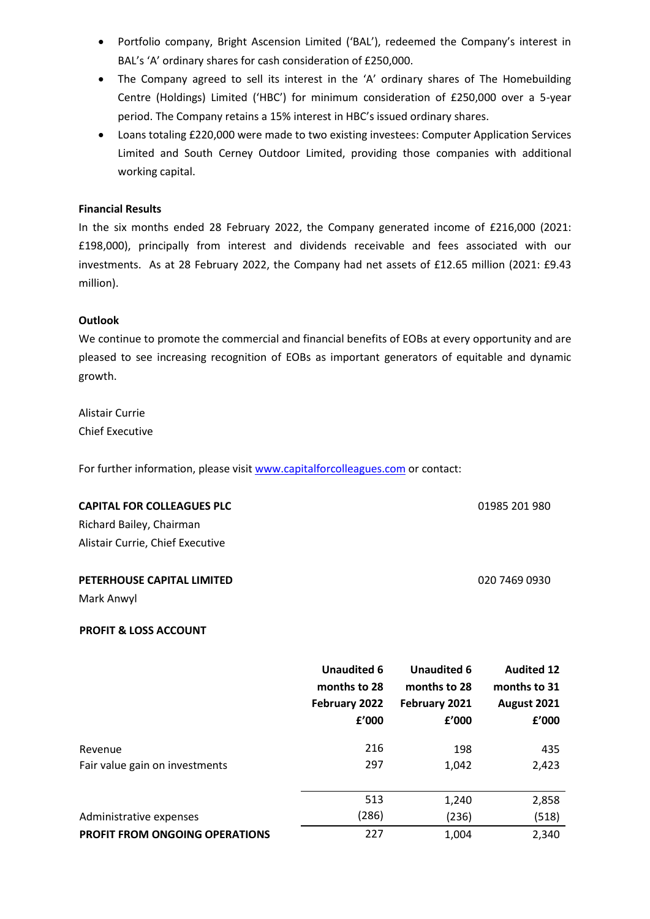- Portfolio company, Bright Ascension Limited ('BAL'), redeemed the Company's interest in BAL's 'A' ordinary shares for cash consideration of £250,000.
- The Company agreed to sell its interest in the 'A' ordinary shares of The Homebuilding Centre (Holdings) Limited ('HBC') for minimum consideration of £250,000 over a 5-year period. The Company retains a 15% interest in HBC's issued ordinary shares.
- Loans totaling £220,000 were made to two existing investees: Computer Application Services Limited and South Cerney Outdoor Limited, providing those companies with additional working capital.

**Financial Results**

In the six months ended 28 February 2022, the Company generated income of £216,000 (2021: £198,000), principally from interest and dividends receivable and fees associated with our investments. As at 28 February 2022, the Company had net assets of £12.65 million (2021: £9.43 million).

**Outlook**

We continue to promote the commercial and financial benefits of EOBs at every opportunity and are pleased to see increasing recognition of EOBs as important generators of equitable and dynamic growth.

Alistair Currie
Chief Executive

For further information, please visit www.capitalforcolleagues.com or contact:

**CAPITAL FOR COLLEAGUES PLC** 01985 201 980
Richard Bailey, Chairman
Alistair Currie, Chief Executive

**PETERHOUSE CAPITAL LIMITED** 020 7469 0930
Mark Anwyl

**PROFIT & LOSS ACCOUNT**

| | Unaudited 6 months to 28 February 2022 £'000 | Unaudited 6 months to 28 February 2021 £'000 | Audited 12 months to 31 August 2021 £'000 |
|---|---|---|---|
| Revenue | 216 | 198 | 435 |
| Fair value gain on investments | 297 | 1,042 | 2,423 |
| | 513 | 1,240 | 2,858 |
| Administrative expenses | (286) | (236) | (518) |
| **PROFIT FROM ONGOING OPERATIONS** | 227 | 1,004 | 2,340 |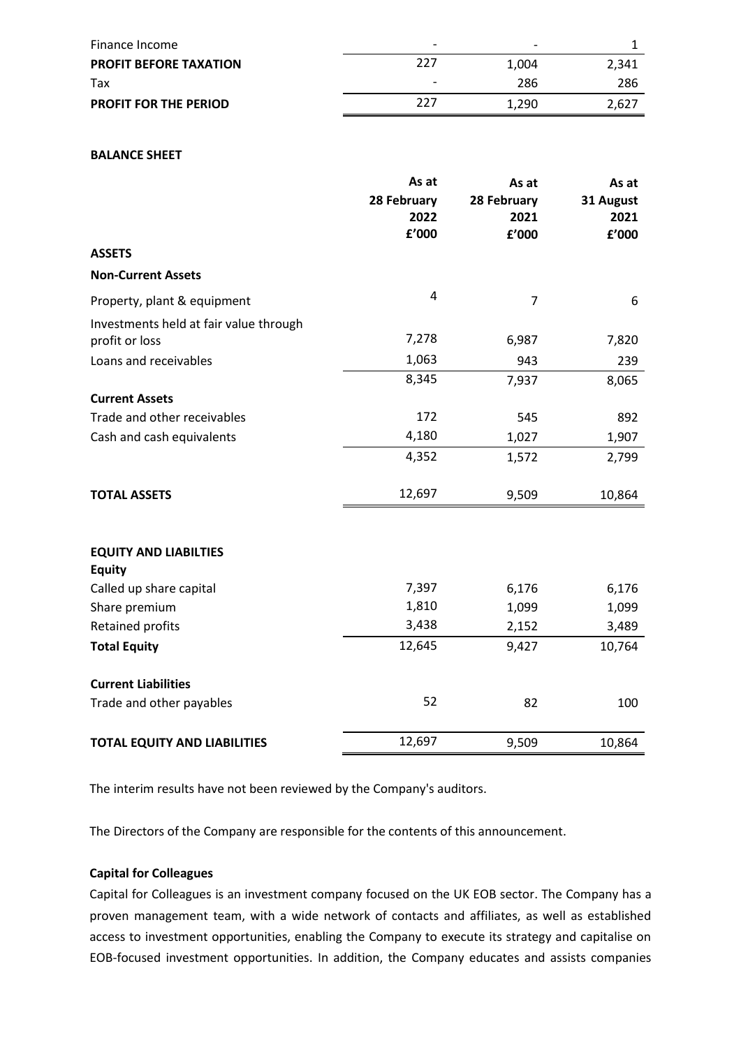| | | | |
|---|---|---|---|
| Finance Income | - | - | 1 |
| **PROFIT BEFORE TAXATION** | 227 | 1,004 | 2,341 |
| Tax | - | 286 | 286 |
| **PROFIT FOR THE PERIOD** | 227 | 1,290 | 2,627 |

**BALANCE SHEET**

| | As at 28 February 2022 £'000 | As at 28 February 2021 £'000 | As at 31 August 2021 £'000 |
|---|---|---|---|
| **ASSETS** | | | |
| **Non-Current Assets** | | | |
| Property, plant & equipment | 4 | 7 | 6 |
| Investments held at fair value through profit or loss | 7,278 | 6,987 | 7,820 |
| Loans and receivables | 1,063 | 943 | 239 |
| | 8,345 | 7,937 | 8,065 |
| **Current Assets** | | | |
| Trade and other receivables | 172 | 545 | 892 |
| Cash and cash equivalents | 4,180 | 1,027 | 1,907 |
| | 4,352 | 1,572 | 2,799 |
| **TOTAL ASSETS** | 12,697 | 9,509 | 10,864 |
| **EQUITY AND LIABILTIES** | | | |
| **Equity** | | | |
| Called up share capital | 7,397 | 6,176 | 6,176 |
| Share premium | 1,810 | 1,099 | 1,099 |
| Retained profits | 3,438 | 2,152 | 3,489 |
| **Total Equity** | 12,645 | 9,427 | 10,764 |
| **Current Liabilities** | | | |
| Trade and other payables | 52 | 82 | 100 |
| **TOTAL EQUITY AND LIABILITIES** | 12,697 | 9,509 | 10,864 |

The interim results have not been reviewed by the Company's auditors.

The Directors of the Company are responsible for the contents of this announcement.

**Capital for Colleagues**

Capital for Colleagues is an investment company focused on the UK EOB sector. The Company has a proven management team, with a wide network of contacts and affiliates, as well as established access to investment opportunities, enabling the Company to execute its strategy and capitalise on EOB-focused investment opportunities. In addition, the Company educates and assists companies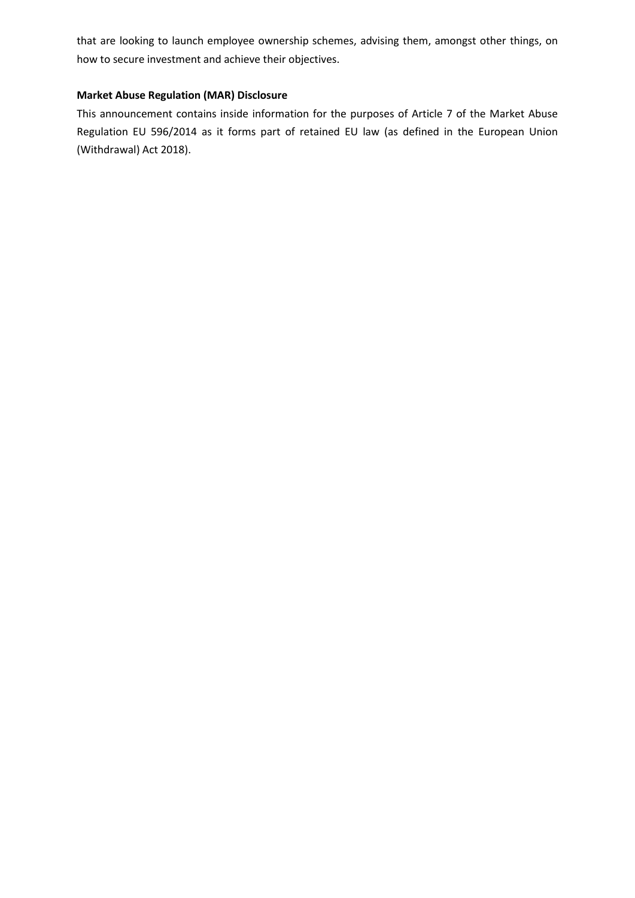that are looking to launch employee ownership schemes, advising them, amongst other things, on how to secure investment and achieve their objectives.

**Market Abuse Regulation (MAR) Disclosure**

This announcement contains inside information for the purposes of Article 7 of the Market Abuse Regulation EU 596/2014 as it forms part of retained EU law (as defined in the European Union (Withdrawal) Act 2018).